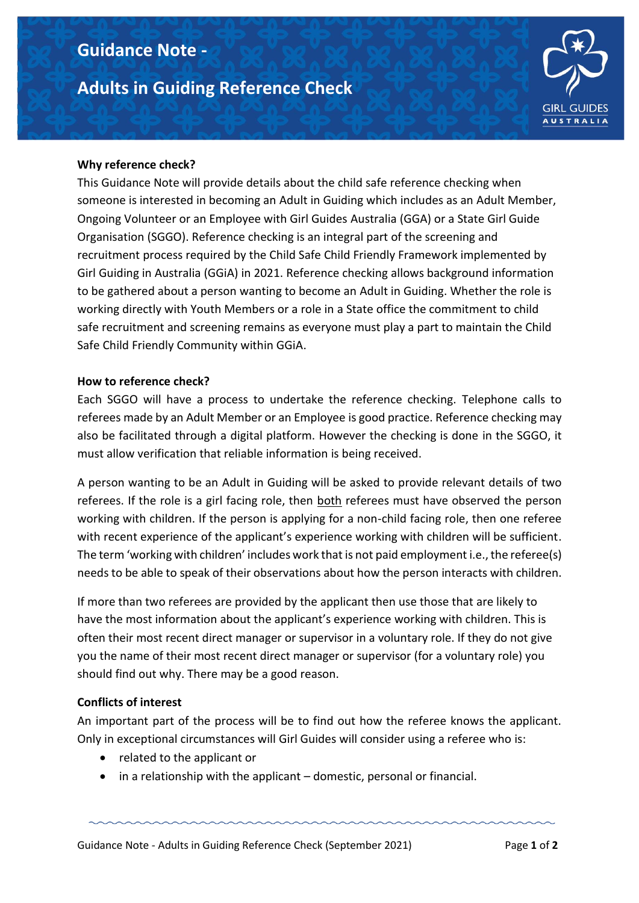# Guidance Note - Adults in Guiding Reference Check

**Why reference check?**

This Guidance Note will provide details about the child safe reference checking when someone is interested in becoming an Adult in Guiding which includes as an Adult Member, Ongoing Volunteer or an Employee with Girl Guides Australia (GGA) or a State Girl Guide Organisation (SGGO). Reference checking is an integral part of the screening and recruitment process required by the Child Safe Child Friendly Framework implemented by Girl Guiding in Australia (GGiA) in 2021. Reference checking allows background information to be gathered about a person wanting to become an Adult in Guiding. Whether the role is working directly with Youth Members or a role in a State office the commitment to child safe recruitment and screening remains as everyone must play a part to maintain the Child Safe Child Friendly Community within GGiA.

**How to reference check?**

Each SGGO will have a process to undertake the reference checking. Telephone calls to referees made by an Adult Member or an Employee is good practice. Reference checking may also be facilitated through a digital platform. However the checking is done in the SGGO, it must allow verification that reliable information is being received.

A person wanting to be an Adult in Guiding will be asked to provide relevant details of two referees. If the role is a girl facing role, then <u>both</u> referees must have observed the person working with children. If the person is applying for a non-child facing role, then one referee with recent experience of the applicant's experience working with children will be sufficient. The term 'working with children' includes work that is not paid employment i.e., the referee(s) needs to be able to speak of their observations about how the person interacts with children.

If more than two referees are provided by the applicant then use those that are likely to have the most information about the applicant's experience working with children. This is often their most recent direct manager or supervisor in a voluntary role. If they do not give you the name of their most recent direct manager or supervisor (for a voluntary role) you should find out why. There may be a good reason.

**Conflicts of interest**

An important part of the process will be to find out how the referee knows the applicant. Only in exceptional circumstances will Girl Guides will consider using a referee who is:

- related to the applicant or
- in a relationship with the applicant – domestic, personal or financial.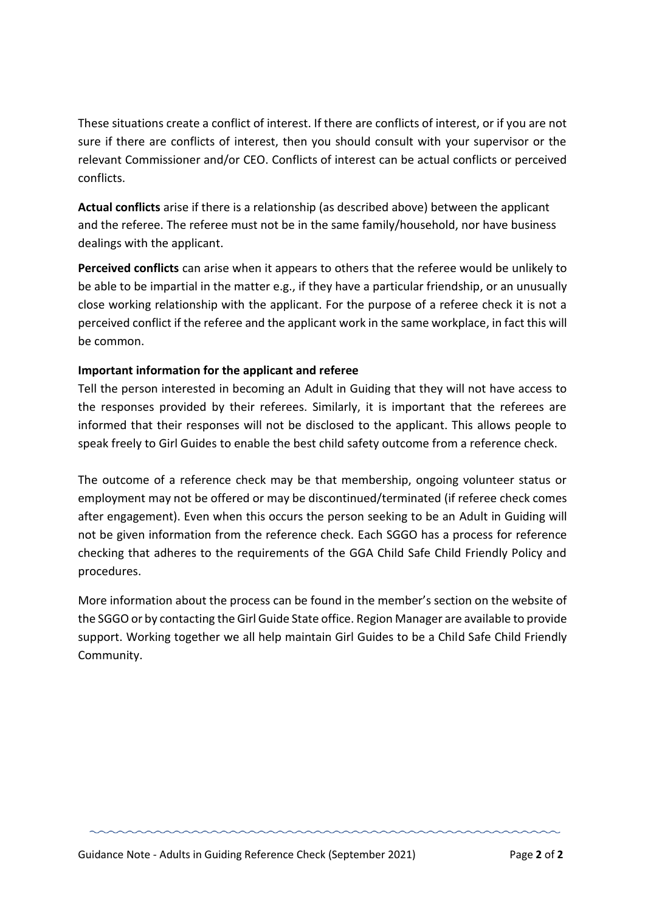These situations create a conflict of interest. If there are conflicts of interest, or if you are not sure if there are conflicts of interest, then you should consult with your supervisor or the relevant Commissioner and/or CEO. Conflicts of interest can be actual conflicts or perceived conflicts.

**Actual conflicts** arise if there is a relationship (as described above) between the applicant and the referee. The referee must not be in the same family/household, nor have business dealings with the applicant.

**Perceived conflicts** can arise when it appears to others that the referee would be unlikely to be able to be impartial in the matter e.g., if they have a particular friendship, or an unusually close working relationship with the applicant. For the purpose of a referee check it is not a perceived conflict if the referee and the applicant work in the same workplace, in fact this will be common.

**Important information for the applicant and referee**

Tell the person interested in becoming an Adult in Guiding that they will not have access to the responses provided by their referees. Similarly, it is important that the referees are informed that their responses will not be disclosed to the applicant. This allows people to speak freely to Girl Guides to enable the best child safety outcome from a reference check.

The outcome of a reference check may be that membership, ongoing volunteer status or employment may not be offered or may be discontinued/terminated (if referee check comes after engagement). Even when this occurs the person seeking to be an Adult in Guiding will not be given information from the reference check. Each SGGO has a process for reference checking that adheres to the requirements of the GGA Child Safe Child Friendly Policy and procedures.

More information about the process can be found in the member's section on the website of the SGGO or by contacting the Girl Guide State office. Region Manager are available to provide support. Working together we all help maintain Girl Guides to be a Child Safe Child Friendly Community.